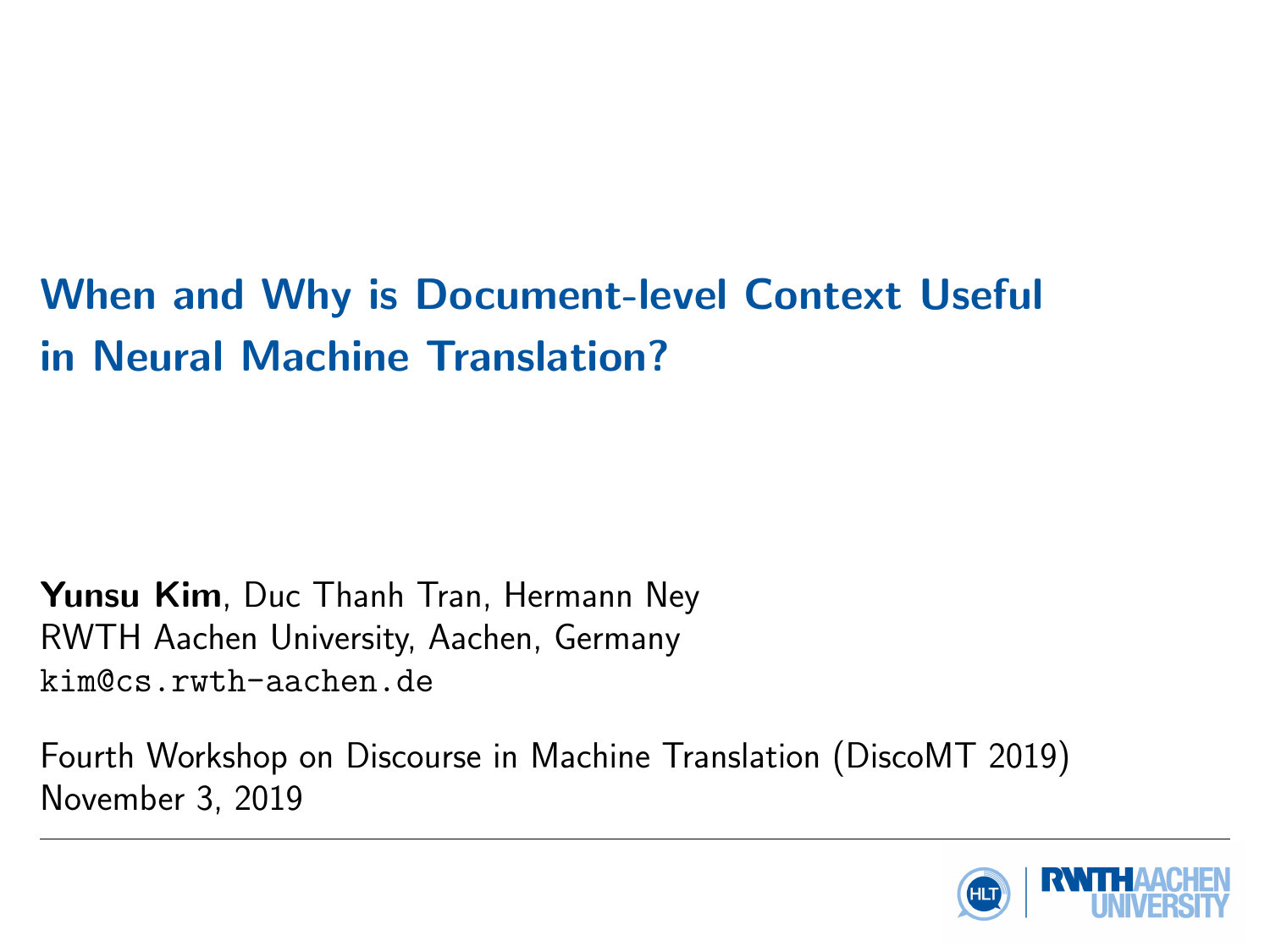# When and Why is Document-level Context Useful in Neural Machine Translation?

**Yunsu Kim**, Duc Thanh Tran, Hermann Ney
RWTH Aachen University, Aachen, Germany
kim@cs.rwth-aachen.de

Fourth Workshop on Discourse in Machine Translation (DiscoMT 2019)
November 3, 2019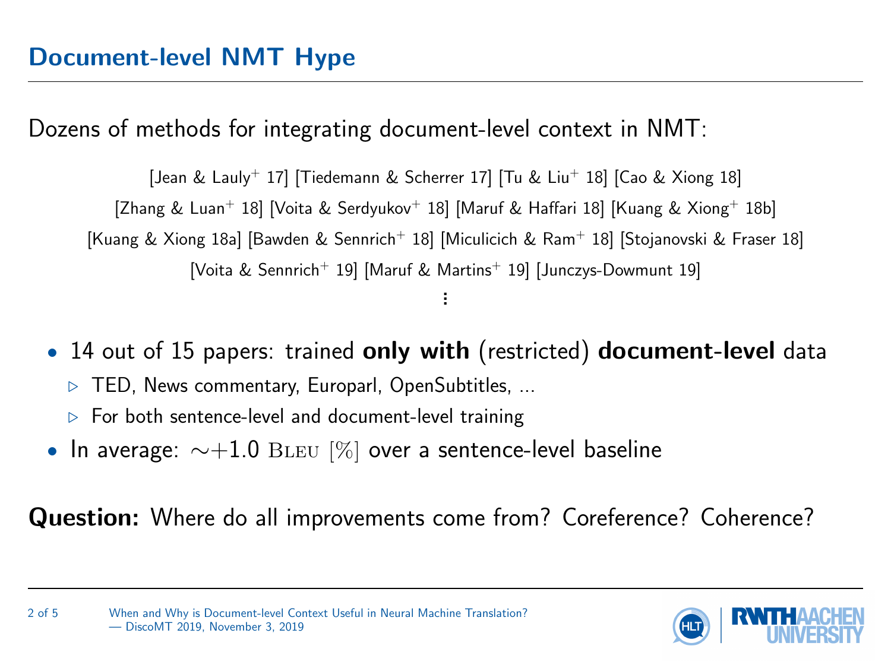# Document-level NMT Hype

Dozens of methods for integrating document-level context in NMT:

[Jean & Lauly+ 17] [Tiedemann & Scherrer 17] [Tu & Liu+ 18] [Cao & Xiong 18]
[Zhang & Luan+ 18] [Voita & Serdyukov+ 18] [Maruf & Haffari 18] [Kuang & Xiong+ 18b]
[Kuang & Xiong 18a] [Bawden & Sennrich+ 18] [Miculicich & Ram+ 18] [Stojanovski & Fraser 18]
[Voita & Sennrich+ 19] [Maruf & Martins+ 19] [Junczys-Dowmunt 19]

⋮

- 14 out of 15 papers: trained **only with** (restricted) **document-level** data
  - TED, News commentary, Europarl, OpenSubtitles, ...
  - For both sentence-level and document-level training
- In average: $\sim$+1.0 BLEU [%] over a sentence-level baseline

**Question:** Where do all improvements come from? Coreference? Coherence?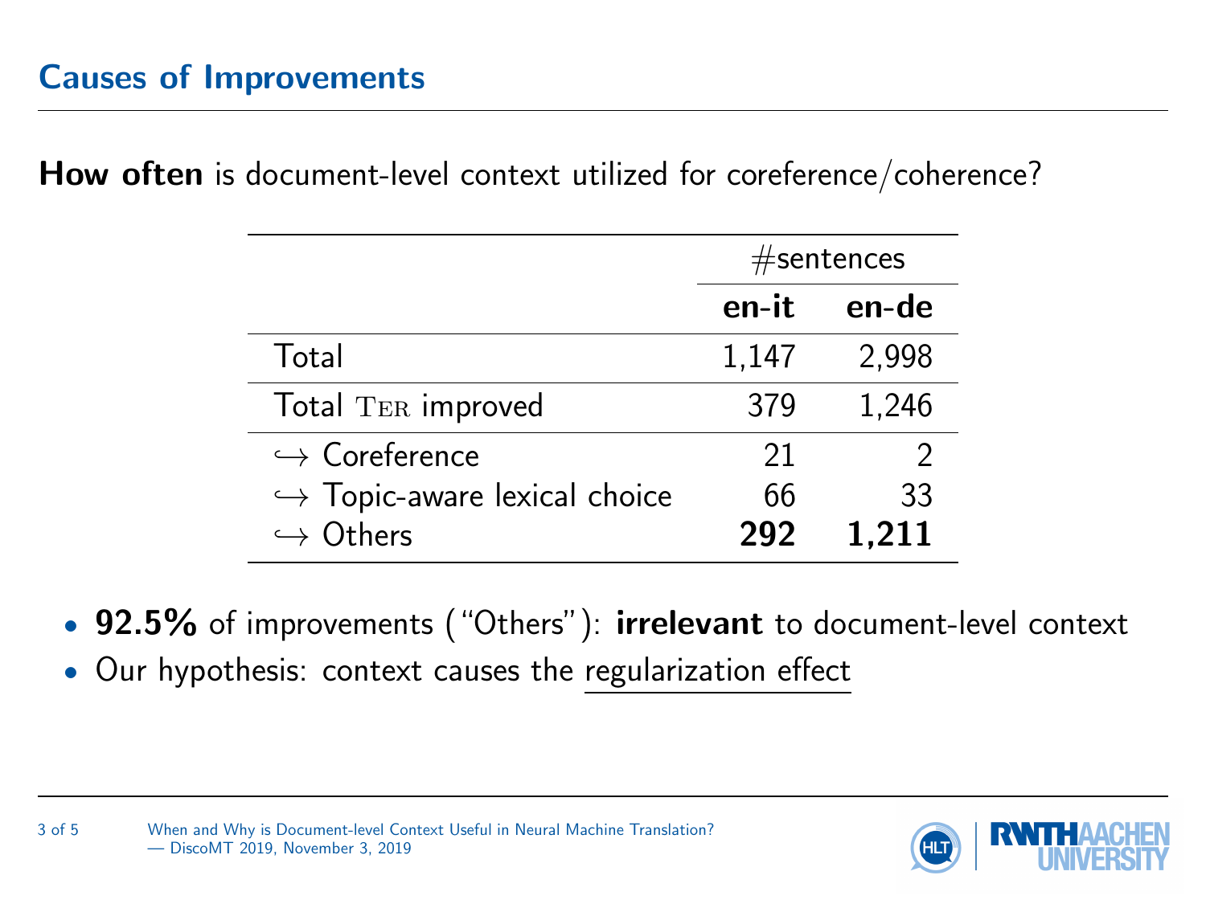# Causes of Improvements

**How often** is document-level context utilized for coreference/coherence?

| | #sentences | |
|---|---|---|
| | **en-it** | **en-de** |
| Total | 1,147 | 2,998 |
| Total TER improved | 379 | 1,246 |
| ↪ Coreference | 21 | 2 |
| ↪ Topic-aware lexical choice | 66 | 33 |
| ↪ Others | **292** | **1,211** |

- **92.5%** of improvements ("Others"): **irrelevant** to document-level context
- Our hypothesis: context causes the regularization effect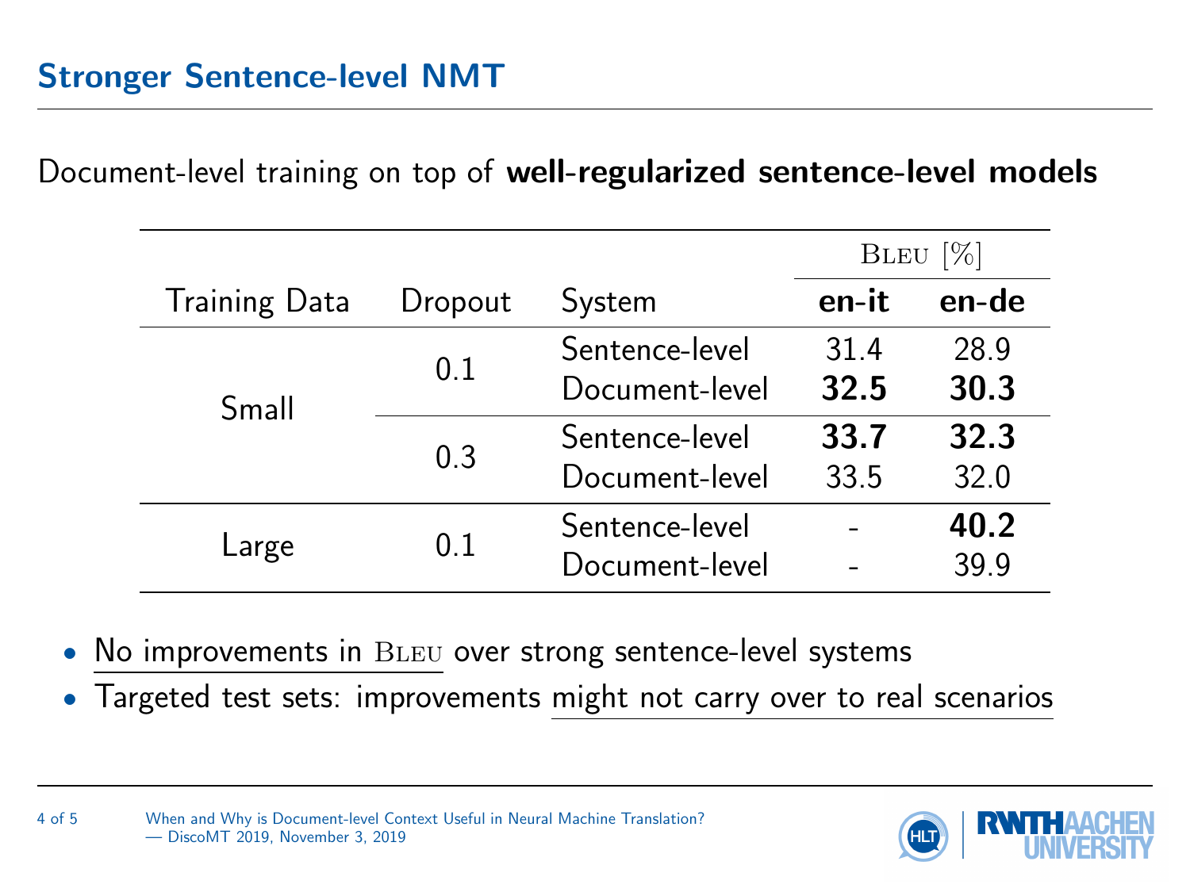# Stronger Sentence-level NMT

Document-level training on top of **well-regularized sentence-level models**

| Training Data | Dropout | System | BLEU [%] | |
|---|---|---|---|---|
| | | | **en-it** | **en-de** |
| Small | 0.1 | Sentence-level | 31.4 | 28.9 |
| | | Document-level | **32.5** | **30.3** |
| | 0.3 | Sentence-level | **33.7** | **32.3** |
| | | Document-level | 33.5 | 32.0 |
| Large | 0.1 | Sentence-level | - | **40.2** |
| | | Document-level | - | 39.9 |

- No improvements in BLEU over strong sentence-level systems
- Targeted test sets: improvements might not carry over to real scenarios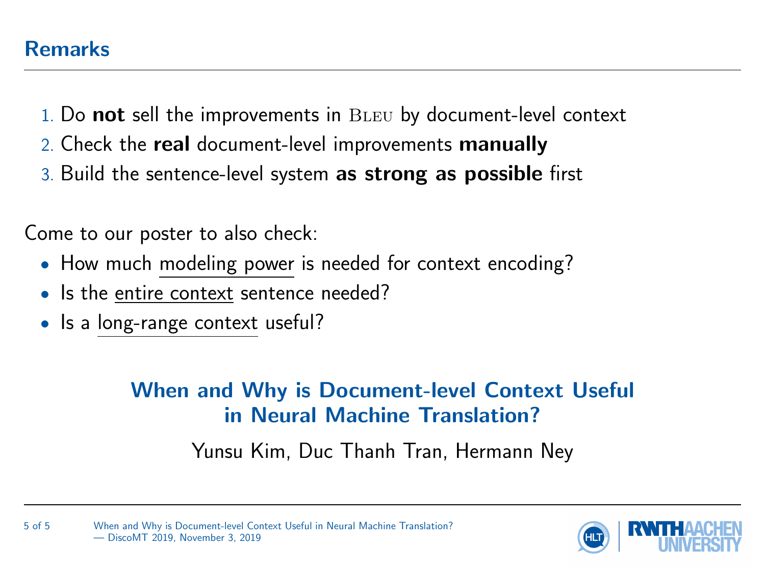## Remarks

1. Do **not** sell the improvements in BLEU by document-level context
2. Check the **real** document-level improvements **manually**
3. Build the sentence-level system **as strong as possible** first

Come to our poster to also check:

- How much modeling power is needed for context encoding?
- Is the entire context sentence needed?
- Is a long-range context useful?

**When and Why is Document-level Context Useful in Neural Machine Translation?**

Yunsu Kim, Duc Thanh Tran, Hermann Ney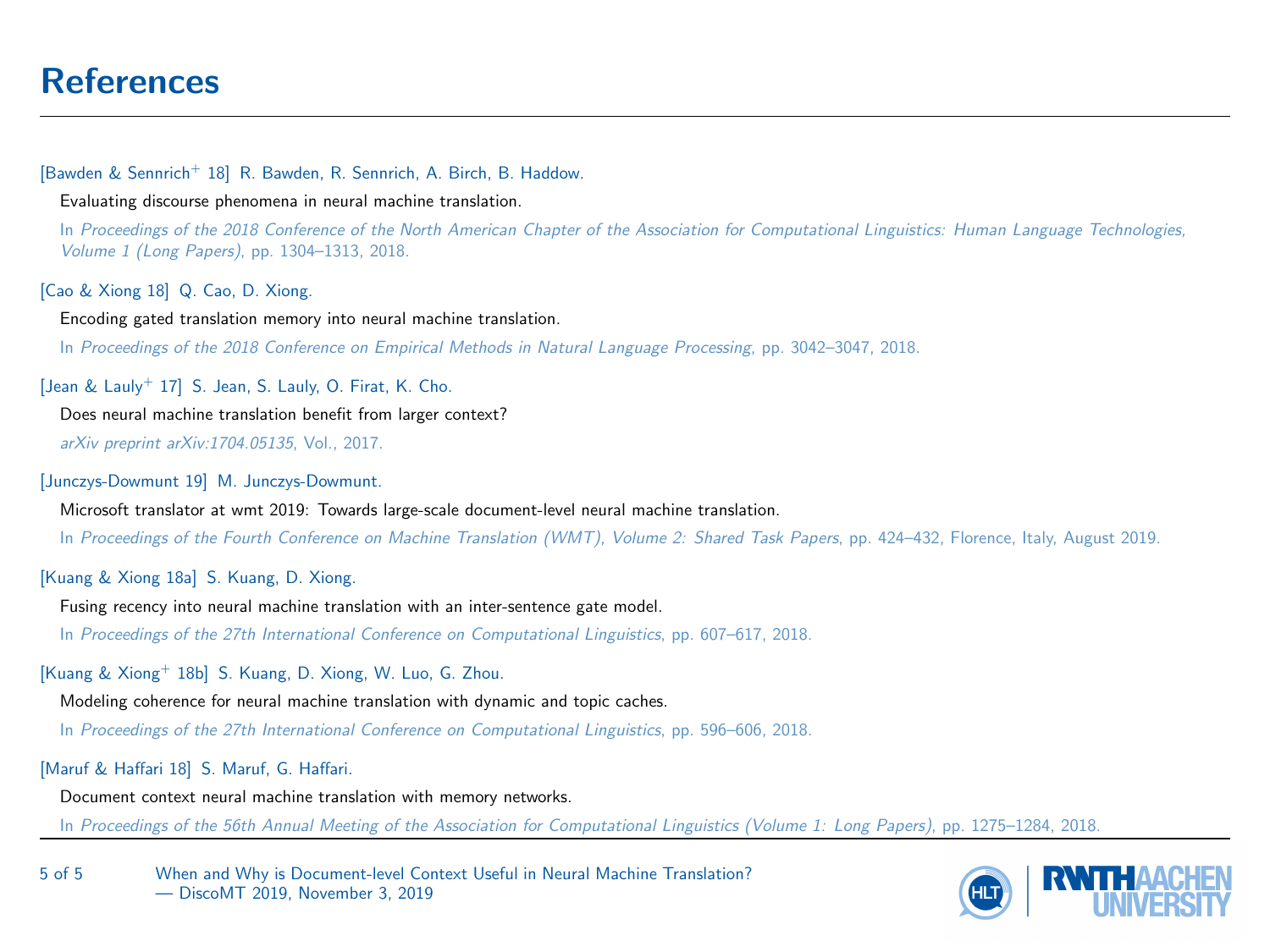# References

[Bawden & Sennrich+ 18] R. Bawden, R. Sennrich, A. Birch, B. Haddow.

Evaluating discourse phenomena in neural machine translation.

In *Proceedings of the 2018 Conference of the North American Chapter of the Association for Computational Linguistics: Human Language Technologies, Volume 1 (Long Papers)*, pp. 1304–1313, 2018.

[Cao & Xiong 18] Q. Cao, D. Xiong.

Encoding gated translation memory into neural machine translation.

In *Proceedings of the 2018 Conference on Empirical Methods in Natural Language Processing*, pp. 3042–3047, 2018.

[Jean & Lauly+ 17] S. Jean, S. Lauly, O. Firat, K. Cho.

Does neural machine translation benefit from larger context?

*arXiv preprint arXiv:1704.05135*, Vol., 2017.

[Junczys-Dowmunt 19] M. Junczys-Dowmunt.

Microsoft translator at wmt 2019: Towards large-scale document-level neural machine translation.

In *Proceedings of the Fourth Conference on Machine Translation (WMT), Volume 2: Shared Task Papers*, pp. 424–432, Florence, Italy, August 2019.

[Kuang & Xiong 18a] S. Kuang, D. Xiong.

Fusing recency into neural machine translation with an inter-sentence gate model.

In *Proceedings of the 27th International Conference on Computational Linguistics*, pp. 607–617, 2018.

[Kuang & Xiong+ 18b] S. Kuang, D. Xiong, W. Luo, G. Zhou.

Modeling coherence for neural machine translation with dynamic and topic caches.

In *Proceedings of the 27th International Conference on Computational Linguistics*, pp. 596–606, 2018.

[Maruf & Haffari 18] S. Maruf, G. Haffari.

Document context neural machine translation with memory networks.

In *Proceedings of the 56th Annual Meeting of the Association for Computational Linguistics (Volume 1: Long Papers)*, pp. 1275–1284, 2018.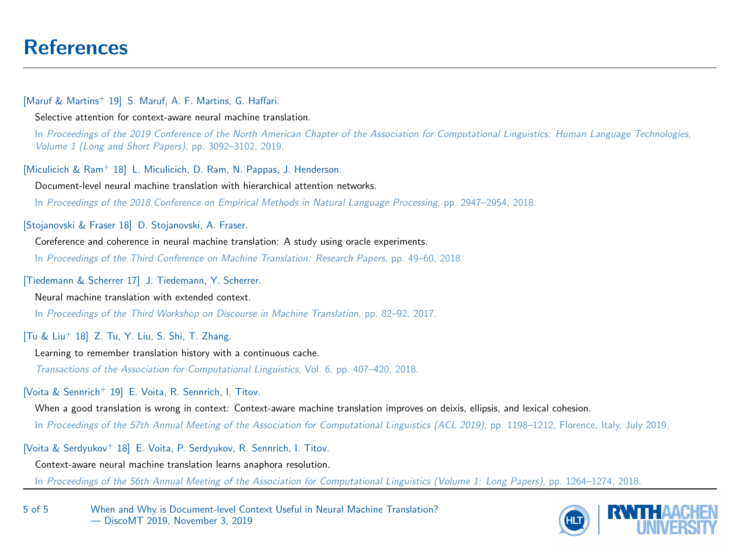# References

[Maruf & Martins$^+$ 19] S. Maruf, A. F. Martins, G. Haffari.

Selective attention for context-aware neural machine translation.

In *Proceedings of the 2019 Conference of the North American Chapter of the Association for Computational Linguistics: Human Language Technologies, Volume 1 (Long and Short Papers)*, pp. 3092–3102, 2019.

[Miculicich & Ram$^+$ 18] L. Miculicich, D. Ram, N. Pappas, J. Henderson.

Document-level neural machine translation with hierarchical attention networks.

In *Proceedings of the 2018 Conference on Empirical Methods in Natural Language Processing*, pp. 2947–2954, 2018.

[Stojanovski & Fraser 18] D. Stojanovski, A. Fraser.

Coreference and coherence in neural machine translation: A study using oracle experiments.

In *Proceedings of the Third Conference on Machine Translation: Research Papers*, pp. 49–60, 2018.

[Tiedemann & Scherrer 17] J. Tiedemann, Y. Scherrer.

Neural machine translation with extended context.

In *Proceedings of the Third Workshop on Discourse in Machine Translation*, pp. 82–92, 2017.

[Tu & Liu$^+$ 18] Z. Tu, Y. Liu, S. Shi, T. Zhang.

Learning to remember translation history with a continuous cache.

*Transactions of the Association for Computational Linguistics*, Vol. 6, pp. 407–420, 2018.

[Voita & Sennrich$^+$ 19] E. Voita, R. Sennrich, I. Titov.

When a good translation is wrong in context: Context-aware machine translation improves on deixis, ellipsis, and lexical cohesion.

In *Proceedings of the 57th Annual Meeting of the Association for Computational Linguistics (ACL 2019)*, pp. 1198–1212, Florence, Italy, July 2019.

[Voita & Serdyukov$^+$ 18] E. Voita, P. Serdyukov, R. Sennrich, I. Titov.

Context-aware neural machine translation learns anaphora resolution.

In *Proceedings of the 56th Annual Meeting of the Association for Computational Linguistics (Volume 1: Long Papers)*, pp. 1264–1274, 2018.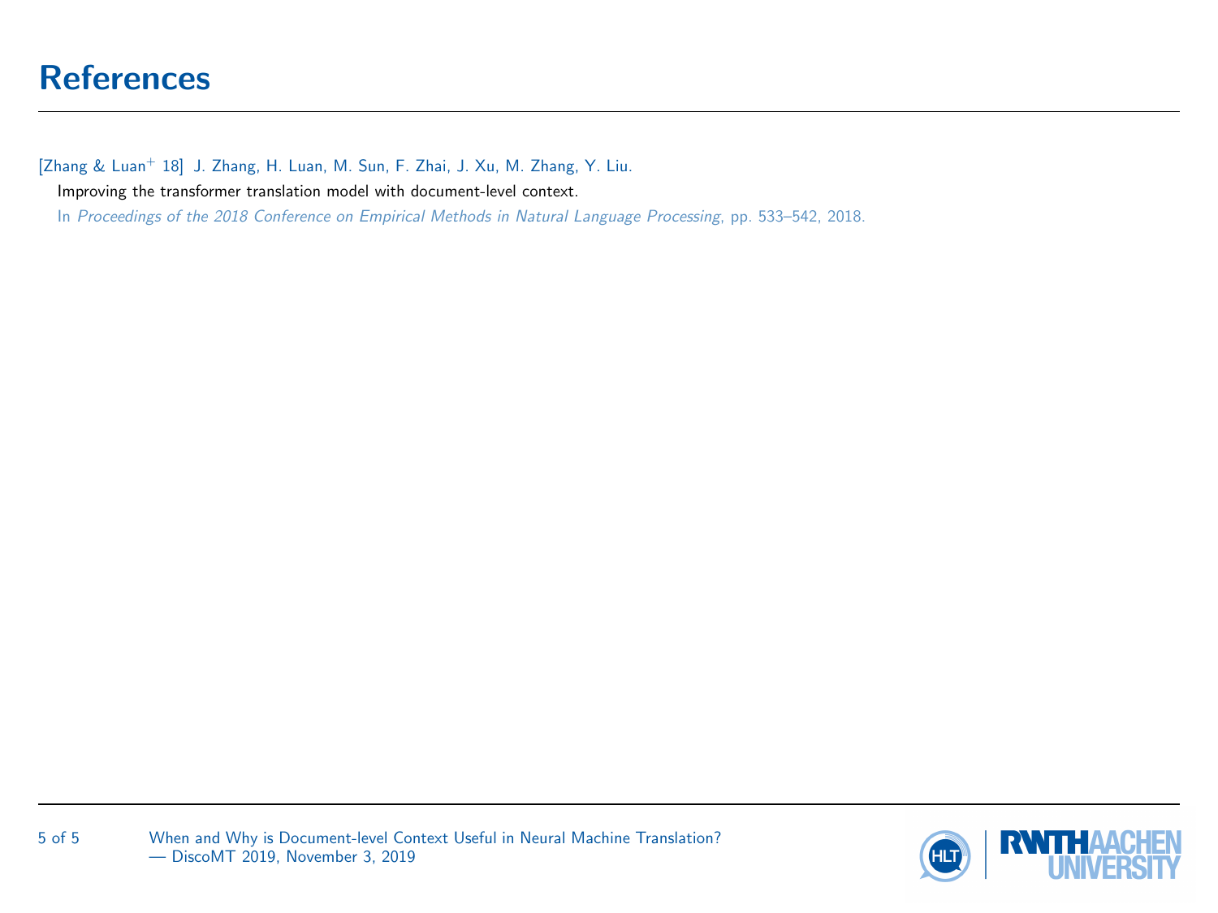# References

[Zhang & Luan+ 18] J. Zhang, H. Luan, M. Sun, F. Zhai, J. Xu, M. Zhang, Y. Liu.
Improving the transformer translation model with document-level context.
In *Proceedings of the 2018 Conference on Empirical Methods in Natural Language Processing*, pp. 533–542, 2018.